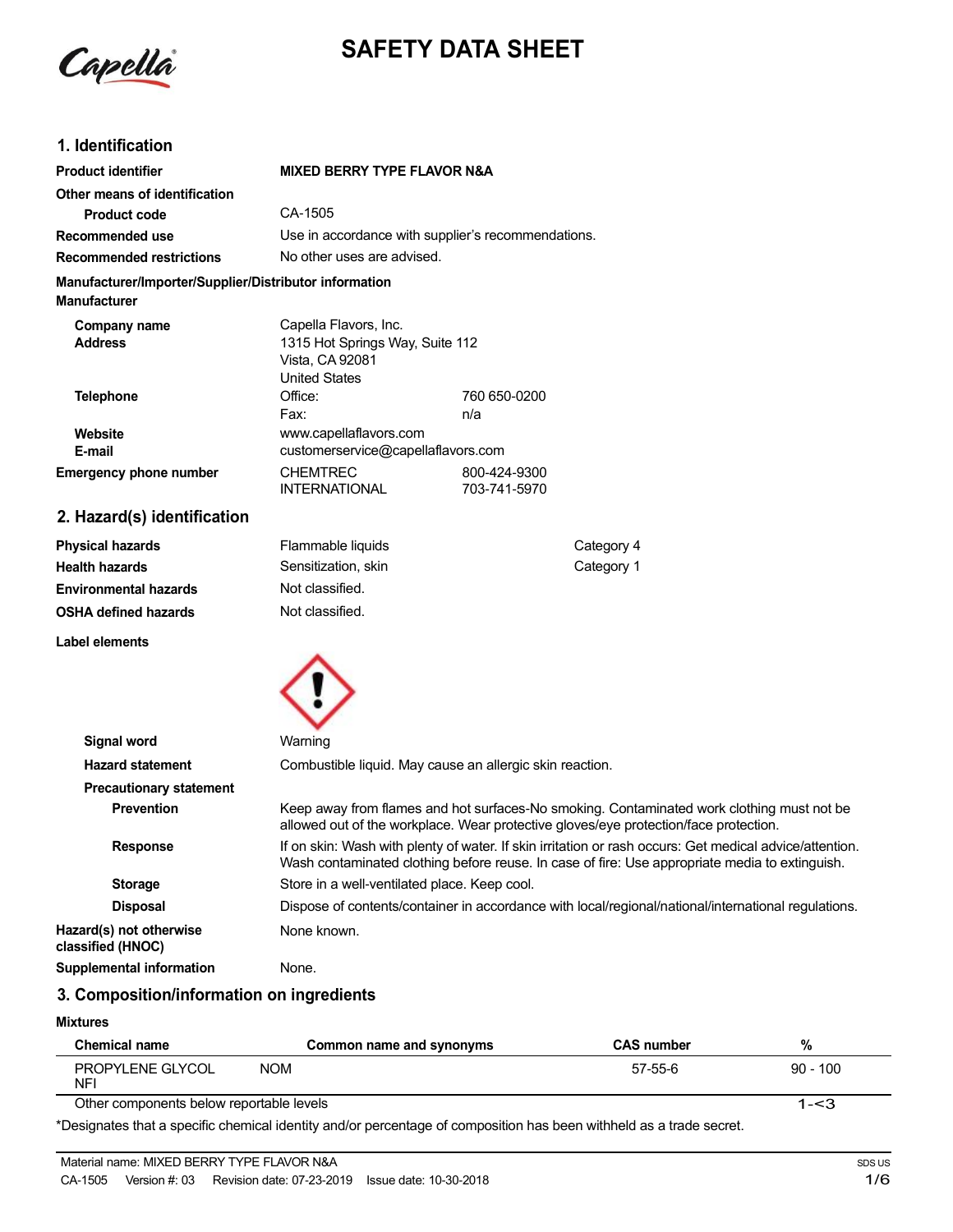# SAFETY DATA SHEET

## 1. Identification

| | | |
|---|---|---|
| **Product identifier** | **MIXED BERRY TYPE FLAVOR N&A** | |
| **Other means of identification** | | |
| **Product code** | CA-1505 | |
| **Recommended use** | Use in accordance with supplier's recommendations. | |
| **Recommended restrictions** | No other uses are advised. | |

**Manufacturer/Importer/Supplier/Distributor information**

**Manufacturer**

| | | |
|---|---|---|
| **Company name** | Capella Flavors, Inc. | |
| **Address** | 1315 Hot Springs Way, Suite 112<br>Vista, CA 92081<br>United States | |
| **Telephone** | Office: | 760 650-0200 |
| | Fax: | n/a |
| **Website** | www.capellaflavors.com | |
| **E-mail** | customerservice@capellaflavors.com | |
| **Emergency phone number** | CHEMTREC | 800-424-9300 |
| | INTERNATIONAL | 703-741-5970 |

## 2. Hazard(s) identification

| | | |
|---|---|---|
| **Physical hazards** | Flammable liquids | Category 4 |
| **Health hazards** | Sensitization, skin | Category 1 |
| **Environmental hazards** | Not classified. | |
| **OSHA defined hazards** | Not classified. | |

**Label elements**

**Signal word** Warning

**Hazard statement** Combustible liquid. May cause an allergic skin reaction.

**Precautionary statement**

**Prevention** Keep away from flames and hot surfaces-No smoking. Contaminated work clothing must not be allowed out of the workplace. Wear protective gloves/eye protection/face protection.

**Response** If on skin: Wash with plenty of water. If skin irritation or rash occurs: Get medical advice/attention. Wash contaminated clothing before reuse. In case of fire: Use appropriate media to extinguish.

**Storage** Store in a well-ventilated place. Keep cool.

**Disposal** Dispose of contents/container in accordance with local/regional/national/international regulations.

**Hazard(s) not otherwise classified (HNOC)** None known.

**Supplemental information** None.

## 3. Composition/information on ingredients

**Mixtures**

| Chemical name | Common name and synonyms | CAS number | % |
|---|---|---|---|
| PROPYLENE GLYCOL NFI | NOM | 57-55-6 | 90 - 100 |
| Other components below reportable levels | | | 1-<3 |

*Designates that a specific chemical identity and/or percentage of composition has been withheld as a trade secret.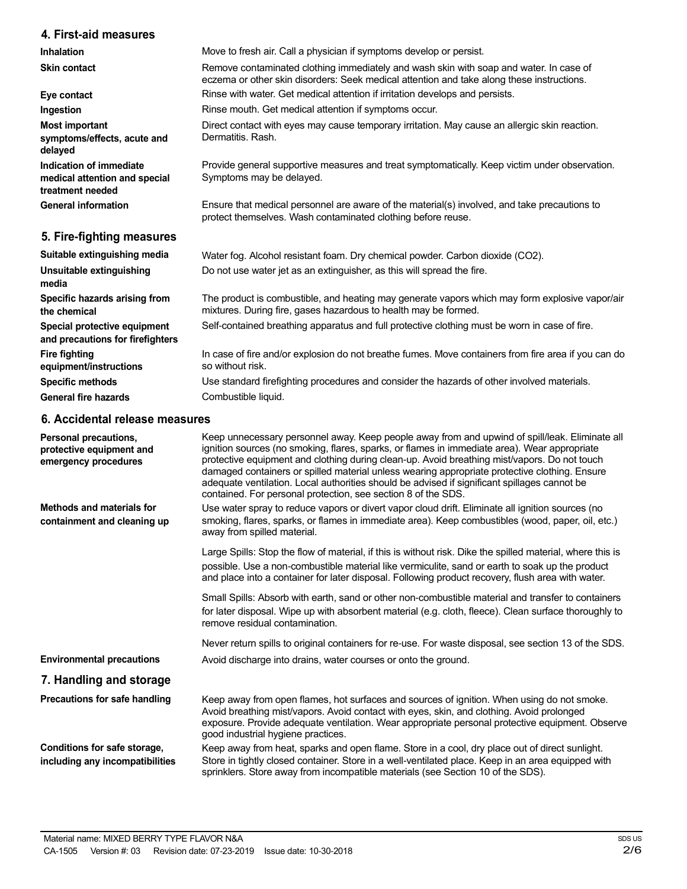## 4. First-aid measures

**Inhalation** Move to fresh air. Call a physician if symptoms develop or persist.

**Skin contact** Remove contaminated clothing immediately and wash skin with soap and water. In case of eczema or other skin disorders: Seek medical attention and take along these instructions.

**Eye contact** Rinse with water. Get medical attention if irritation develops and persists.

**Ingestion** Rinse mouth. Get medical attention if symptoms occur.

**Most important symptoms/effects, acute and delayed** Direct contact with eyes may cause temporary irritation. May cause an allergic skin reaction. Dermatitis. Rash.

**Indication of immediate medical attention and special treatment needed** Provide general supportive measures and treat symptomatically. Keep victim under observation. Symptoms may be delayed.

**General information** Ensure that medical personnel are aware of the material(s) involved, and take precautions to protect themselves. Wash contaminated clothing before reuse.

## 5. Fire-fighting measures

**Suitable extinguishing media** Water fog. Alcohol resistant foam. Dry chemical powder. Carbon dioxide ($CO_2$).

**Unsuitable extinguishing media** Do not use water jet as an extinguisher, as this will spread the fire.

**Specific hazards arising from the chemical** The product is combustible, and heating may generate vapors which may form explosive vapor/air mixtures. During fire, gases hazardous to health may be formed.

**Special protective equipment and precautions for firefighters** Self-contained breathing apparatus and full protective clothing must be worn in case of fire.

**Fire fighting equipment/instructions** In case of fire and/or explosion do not breathe fumes. Move containers from fire area if you can do so without risk.

**Specific methods** Use standard firefighting procedures and consider the hazards of other involved materials.

**General fire hazards** Combustible liquid.

## 6. Accidental release measures

**Personal precautions, protective equipment and emergency procedures** Keep unnecessary personnel away. Keep people away from and upwind of spill/leak. Eliminate all ignition sources (no smoking, flares, sparks, or flames in immediate area). Wear appropriate protective equipment and clothing during clean-up. Avoid breathing mist/vapors. Do not touch damaged containers or spilled material unless wearing appropriate protective clothing. Ensure adequate ventilation. Local authorities should be advised if significant spillages cannot be contained. For personal protection, see section 8 of the SDS.

**Methods and materials for containment and cleaning up** Use water spray to reduce vapors or divert vapor cloud drift. Eliminate all ignition sources (no smoking, flares, sparks, or flames in immediate area). Keep combustibles (wood, paper, oil, etc.) away from spilled material.

Large Spills: Stop the flow of material, if this is without risk. Dike the spilled material, where this is possible. Use a non-combustible material like vermiculite, sand or earth to soak up the product and place into a container for later disposal. Following product recovery, flush area with water.

Small Spills: Absorb with earth, sand or other non-combustible material and transfer to containers for later disposal. Wipe up with absorbent material (e.g. cloth, fleece). Clean surface thoroughly to remove residual contamination.

Never return spills to original containers for re-use. For waste disposal, see section 13 of the SDS.

**Environmental precautions** Avoid discharge into drains, water courses or onto the ground.

## 7. Handling and storage

**Precautions for safe handling** Keep away from open flames, hot surfaces and sources of ignition. When using do not smoke. Avoid breathing mist/vapors. Avoid contact with eyes, skin, and clothing. Avoid prolonged exposure. Provide adequate ventilation. Wear appropriate personal protective equipment. Observe good industrial hygiene practices.

**Conditions for safe storage, including any incompatibilities** Keep away from heat, sparks and open flame. Store in a cool, dry place out of direct sunlight. Store in tightly closed container. Store in a well-ventilated place. Keep in an area equipped with sprinklers. Store away from incompatible materials (see Section 10 of the SDS).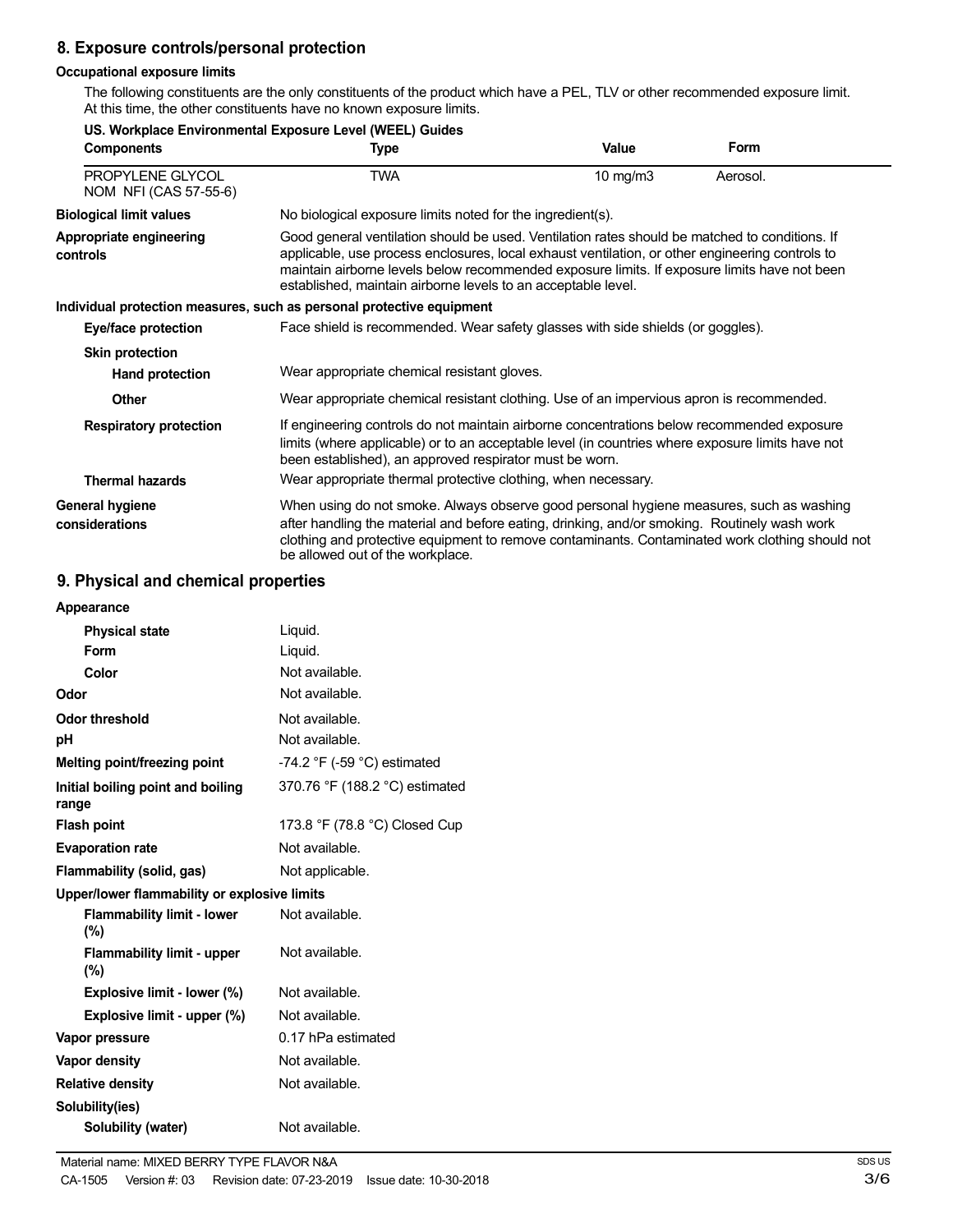## 8. Exposure controls/personal protection

### Occupational exposure limits

The following constituents are the only constituents of the product which have a PEL, TLV or other recommended exposure limit. At this time, the other constituents have no known exposure limits.

**US. Workplace Environmental Exposure Level (WEEL) Guides**

| Components | Type | Value | Form |
|---|---|---|---|
| PROPYLENE GLYCOL NOM NFI (CAS 57-55-6) | TWA | 10 mg/m3 | Aerosol. |

**Biological limit values** No biological exposure limits noted for the ingredient(s).

**Appropriate engineering controls** Good general ventilation should be used. Ventilation rates should be matched to conditions. If applicable, use process enclosures, local exhaust ventilation, or other engineering controls to maintain airborne levels below recommended exposure limits. If exposure limits have not been established, maintain airborne levels to an acceptable level.

**Individual protection measures, such as personal protective equipment**

**Eye/face protection** Face shield is recommended. Wear safety glasses with side shields (or goggles).

**Skin protection**

**Hand protection** Wear appropriate chemical resistant gloves.

**Other** Wear appropriate chemical resistant clothing. Use of an impervious apron is recommended.

**Respiratory protection** If engineering controls do not maintain airborne concentrations below recommended exposure limits (where applicable) or to an acceptable level (in countries where exposure limits have not been established), an approved respirator must be worn.

**Thermal hazards** Wear appropriate thermal protective clothing, when necessary.

**General hygiene considerations** When using do not smoke. Always observe good personal hygiene measures, such as washing after handling the material and before eating, drinking, and/or smoking. Routinely wash work clothing and protective equipment to remove contaminants. Contaminated work clothing should not be allowed out of the workplace.

## 9. Physical and chemical properties

| Property | Value |
|---|---|
| **Appearance** | |
| Physical state | Liquid. |
| Form | Liquid. |
| Color | Not available. |
| **Odor** | Not available. |
| **Odor threshold** | Not available. |
| **pH** | Not available. |
| **Melting point/freezing point** | -74.2 °F (-59 °C) estimated |
| **Initial boiling point and boiling range** | 370.76 °F (188.2 °C) estimated |
| **Flash point** | 173.8 °F (78.8 °C) Closed Cup |
| **Evaporation rate** | Not available. |
| **Flammability (solid, gas)** | Not applicable. |
| **Upper/lower flammability or explosive limits** | |
| Flammability limit - lower (%) | Not available. |
| Flammability limit - upper (%) | Not available. |
| Explosive limit - lower (%) | Not available. |
| Explosive limit - upper (%) | Not available. |
| **Vapor pressure** | 0.17 hPa estimated |
| **Vapor density** | Not available. |
| **Relative density** | Not available. |
| **Solubility(ies)** | |
| Solubility (water) | Not available. |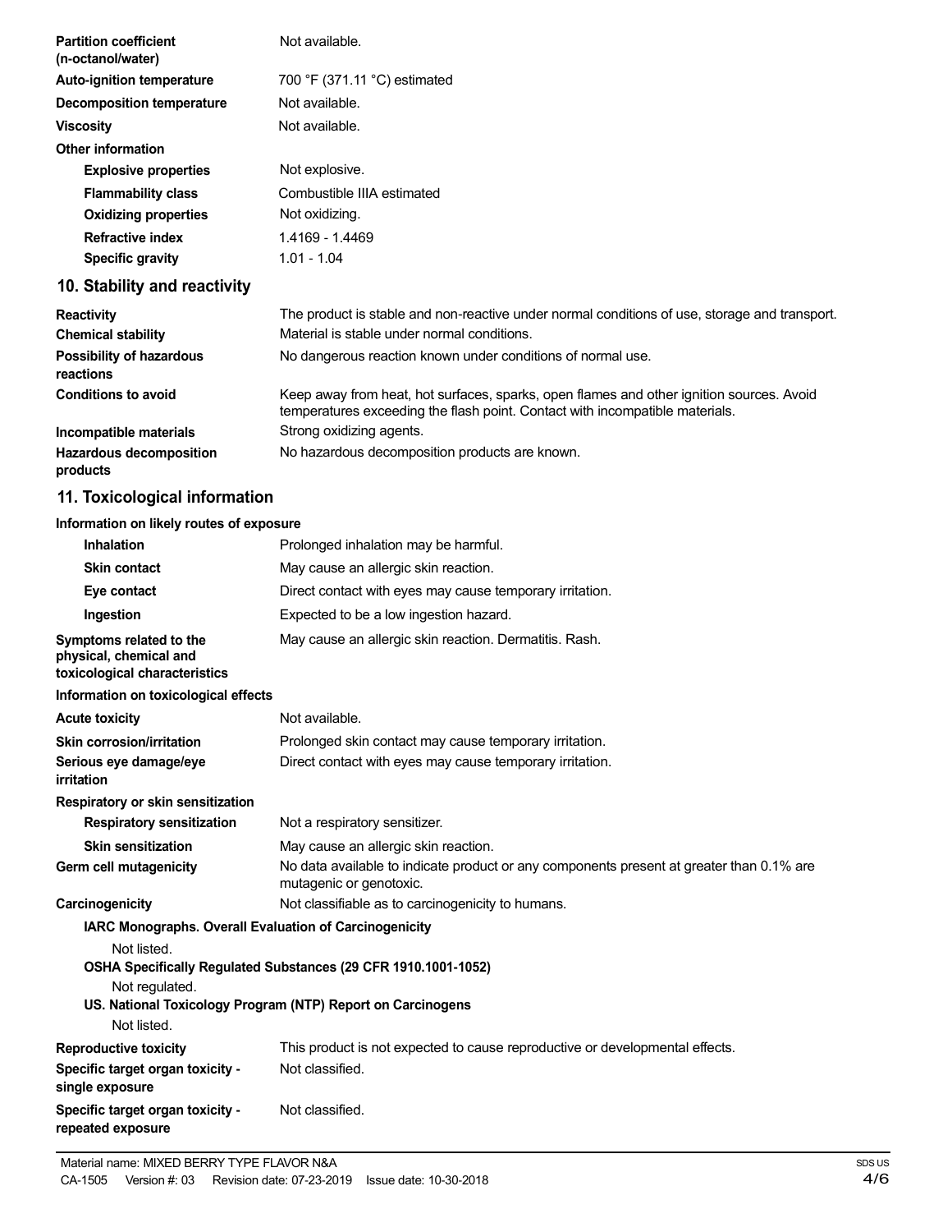| | |
|---|---|
| **Partition coefficient (n-octanol/water)** | Not available. |
| **Auto-ignition temperature** | 700 °F (371.11 °C) estimated |
| **Decomposition temperature** | Not available. |
| **Viscosity** | Not available. |
| **Other information** | |
| **Explosive properties** | Not explosive. |
| **Flammability class** | Combustible IIIA estimated |
| **Oxidizing properties** | Not oxidizing. |
| **Refractive index** | 1.4169 - 1.4469 |
| **Specific gravity** | 1.01 - 1.04 |

## 10. Stability and reactivity

| | |
|---|---|
| **Reactivity** | The product is stable and non-reactive under normal conditions of use, storage and transport. |
| **Chemical stability** | Material is stable under normal conditions. |
| **Possibility of hazardous reactions** | No dangerous reaction known under conditions of normal use. |
| **Conditions to avoid** | Keep away from heat, hot surfaces, sparks, open flames and other ignition sources. Avoid temperatures exceeding the flash point. Contact with incompatible materials. |
| **Incompatible materials** | Strong oxidizing agents. |
| **Hazardous decomposition products** | No hazardous decomposition products are known. |

## 11. Toxicological information

**Information on likely routes of exposure**

| | |
|---|---|
| **Inhalation** | Prolonged inhalation may be harmful. |
| **Skin contact** | May cause an allergic skin reaction. |
| **Eye contact** | Direct contact with eyes may cause temporary irritation. |
| **Ingestion** | Expected to be a low ingestion hazard. |
| **Symptoms related to the physical, chemical and toxicological characteristics** | May cause an allergic skin reaction. Dermatitis. Rash. |

**Information on toxicological effects**

| | |
|---|---|
| **Acute toxicity** | Not available. |
| **Skin corrosion/irritation** | Prolonged skin contact may cause temporary irritation. |
| **Serious eye damage/eye irritation** | Direct contact with eyes may cause temporary irritation. |
| **Respiratory or skin sensitization** | |
| **Respiratory sensitization** | Not a respiratory sensitizer. |
| **Skin sensitization** | May cause an allergic skin reaction. |
| **Germ cell mutagenicity** | No data available to indicate product or any components present at greater than 0.1% are mutagenic or genotoxic. |
| **Carcinogenicity** | Not classifiable as to carcinogenicity to humans. |

**IARC Monographs. Overall Evaluation of Carcinogenicity**

Not listed.

**OSHA Specifically Regulated Substances (29 CFR 1910.1001-1052)**

Not regulated.

**US. National Toxicology Program (NTP) Report on Carcinogens**

Not listed.

| | |
|---|---|
| **Reproductive toxicity** | This product is not expected to cause reproductive or developmental effects. |
| **Specific target organ toxicity - single exposure** | Not classified. |
| **Specific target organ toxicity - repeated exposure** | Not classified. |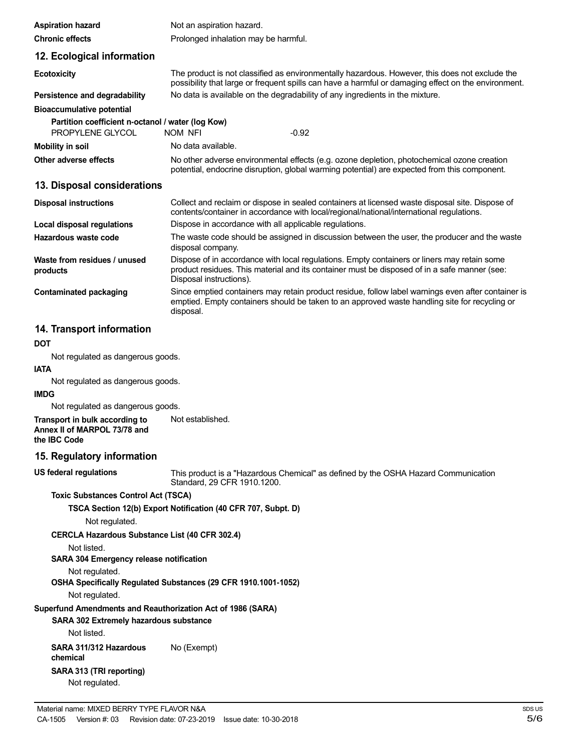**Aspiration hazard** Not an aspiration hazard.

**Chronic effects** Prolonged inhalation may be harmful.

## 12. Ecological information

**Ecotoxicity** The product is not classified as environmentally hazardous. However, this does not exclude the possibility that large or frequent spills can have a harmful or damaging effect on the environment.

**Persistence and degradability** No data is available on the degradability of any ingredients in the mixture.

**Bioaccumulative potential**

**Partition coefficient n-octanol / water (log Kow)**

| | | |
|---|---|---|
| PROPYLENE GLYCOL | NOM NFI | -0.92 |

**Mobility in soil** No data available.

**Other adverse effects** No other adverse environmental effects (e.g. ozone depletion, photochemical ozone creation potential, endocrine disruption, global warming potential) are expected from this component.

## 13. Disposal considerations

**Disposal instructions** Collect and reclaim or dispose in sealed containers at licensed waste disposal site. Dispose of contents/container in accordance with local/regional/national/international regulations.

**Local disposal regulations** Dispose in accordance with all applicable regulations.

**Hazardous waste code** The waste code should be assigned in discussion between the user, the producer and the waste disposal company.

**Waste from residues / unused products** Dispose of in accordance with local regulations. Empty containers or liners may retain some product residues. This material and its container must be disposed of in a safe manner (see: Disposal instructions).

**Contaminated packaging** Since emptied containers may retain product residue, follow label warnings even after container is emptied. Empty containers should be taken to an approved waste handling site for recycling or disposal.

## 14. Transport information

**DOT**

Not regulated as dangerous goods.

**IATA**

Not regulated as dangerous goods.

**IMDG**

Not regulated as dangerous goods.

**Transport in bulk according to Annex II of MARPOL 73/78 and the IBC Code** Not established.

## 15. Regulatory information

**US federal regulations** This product is a "Hazardous Chemical" as defined by the OSHA Hazard Communication Standard, 29 CFR 1910.1200.

**Toxic Substances Control Act (TSCA)**

**TSCA Section 12(b) Export Notification (40 CFR 707, Subpt. D)**

Not regulated.

**CERCLA Hazardous Substance List (40 CFR 302.4)**

Not listed.

**SARA 304 Emergency release notification**

Not regulated.

**OSHA Specifically Regulated Substances (29 CFR 1910.1001-1052)**

Not regulated.

**Superfund Amendments and Reauthorization Act of 1986 (SARA)**

**SARA 302 Extremely hazardous substance**

Not listed.

**SARA 311/312 Hazardous chemical** No (Exempt)

**SARA 313 (TRI reporting)**

Not regulated.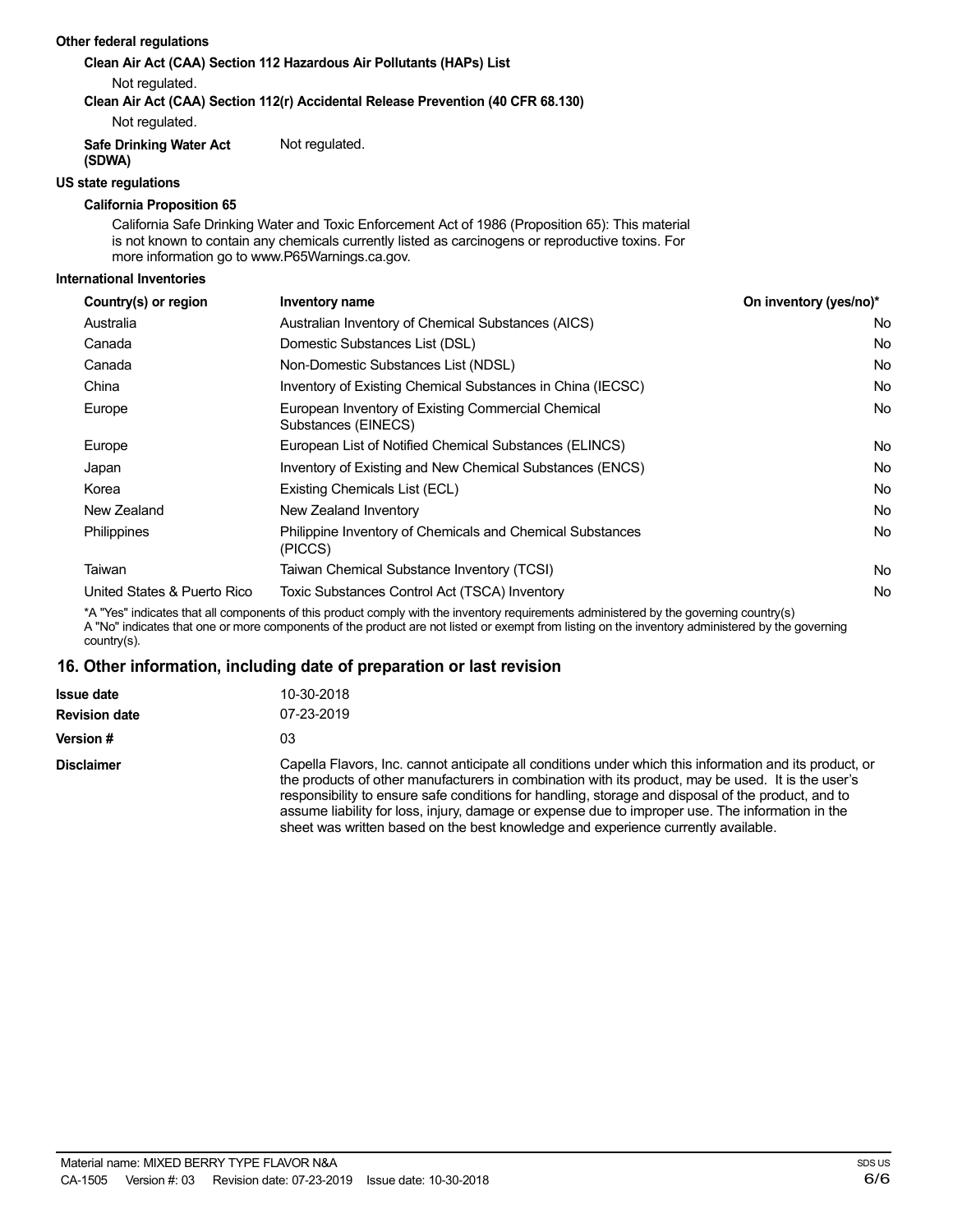**Other federal regulations**

**Clean Air Act (CAA) Section 112 Hazardous Air Pollutants (HAPs) List**

Not regulated.

**Clean Air Act (CAA) Section 112(r) Accidental Release Prevention (40 CFR 68.130)**

Not regulated.

**Safe Drinking Water Act (SDWA)** Not regulated.

**US state regulations**

**California Proposition 65**

California Safe Drinking Water and Toxic Enforcement Act of 1986 (Proposition 65): This material is not known to contain any chemicals currently listed as carcinogens or reproductive toxins. For more information go to www.P65Warnings.ca.gov.

**International Inventories**

| Country(s) or region | Inventory name | On inventory (yes/no)* |
|---|---|---|
| Australia | Australian Inventory of Chemical Substances (AICS) | No |
| Canada | Domestic Substances List (DSL) | No |
| Canada | Non-Domestic Substances List (NDSL) | No |
| China | Inventory of Existing Chemical Substances in China (IECSC) | No |
| Europe | European Inventory of Existing Commercial Chemical Substances (EINECS) | No |
| Europe | European List of Notified Chemical Substances (ELINCS) | No |
| Japan | Inventory of Existing and New Chemical Substances (ENCS) | No |
| Korea | Existing Chemicals List (ECL) | No |
| New Zealand | New Zealand Inventory | No |
| Philippines | Philippine Inventory of Chemicals and Chemical Substances (PICCS) | No |
| Taiwan | Taiwan Chemical Substance Inventory (TCSI) | No |
| United States & Puerto Rico | Toxic Substances Control Act (TSCA) Inventory | No |

*A "Yes" indicates that all components of this product comply with the inventory requirements administered by the governing country(s)
A "No" indicates that one or more components of the product are not listed or exempt from listing on the inventory administered by the governing country(s).

## 16. Other information, including date of preparation or last revision

**Issue date** 10-30-2018

**Revision date** 07-23-2019

**Version #** 03

**Disclaimer** Capella Flavors, Inc. cannot anticipate all conditions under which this information and its product, or the products of other manufacturers in combination with its product, may be used. It is the user's responsibility to ensure safe conditions for handling, storage and disposal of the product, and to assume liability for loss, injury, damage or expense due to improper use. The information in the sheet was written based on the best knowledge and experience currently available.